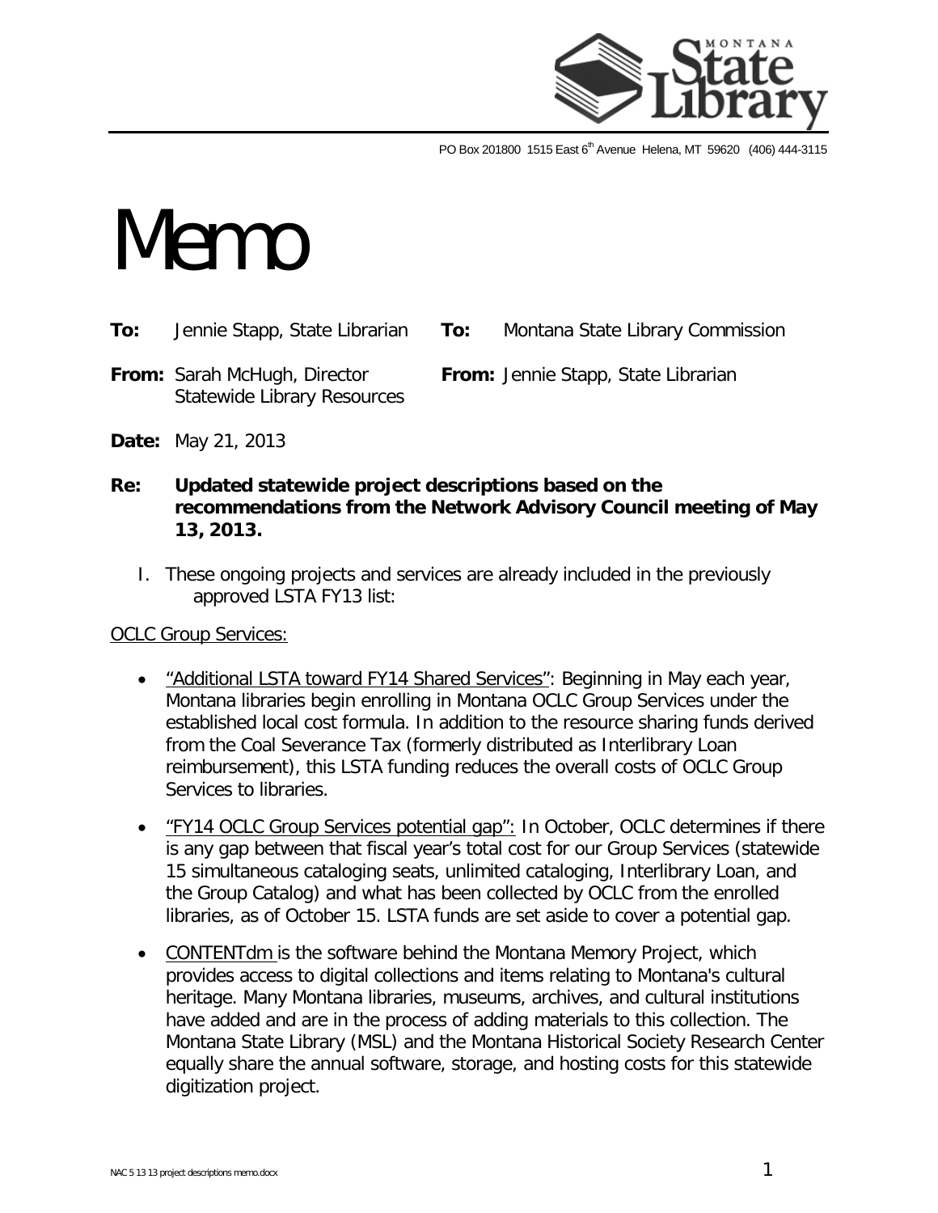PO Box 201800 1515 East 6th Avenue Helena, MT 59620 (406) 444-3115

# Memo

**To:** Jennie Stapp, State Librarian **To:** Montana State Library Commission

**From:** Sarah McHugh, Director, Statewide Library Resources **From:** Jennie Stapp, State Librarian

**Date:** May 21, 2013

**Re: Updated statewide project descriptions based on the recommendations from the Network Advisory Council meeting of May 13, 2013.**

I. These ongoing projects and services are already included in the previously approved LSTA FY13 list:

OCLC Group Services:

- "Additional LSTA toward FY14 Shared Services": Beginning in May each year, Montana libraries begin enrolling in Montana OCLC Group Services under the established local cost formula. In addition to the resource sharing funds derived from the Coal Severance Tax (formerly distributed as Interlibrary Loan reimbursement), this LSTA funding reduces the overall costs of OCLC Group Services to libraries.
- "FY14 OCLC Group Services potential gap": In October, OCLC determines if there is any gap between that fiscal year's total cost for our Group Services (statewide 15 simultaneous cataloging seats, unlimited cataloging, Interlibrary Loan, and the Group Catalog) and what has been collected by OCLC from the enrolled libraries, as of October 15. LSTA funds are set aside to cover a potential gap.
- CONTENTdm is the software behind the Montana Memory Project, which provides access to digital collections and items relating to Montana's cultural heritage. Many Montana libraries, museums, archives, and cultural institutions have added and are in the process of adding materials to this collection. The Montana State Library (MSL) and the Montana Historical Society Research Center equally share the annual software, storage, and hosting costs for this statewide digitization project.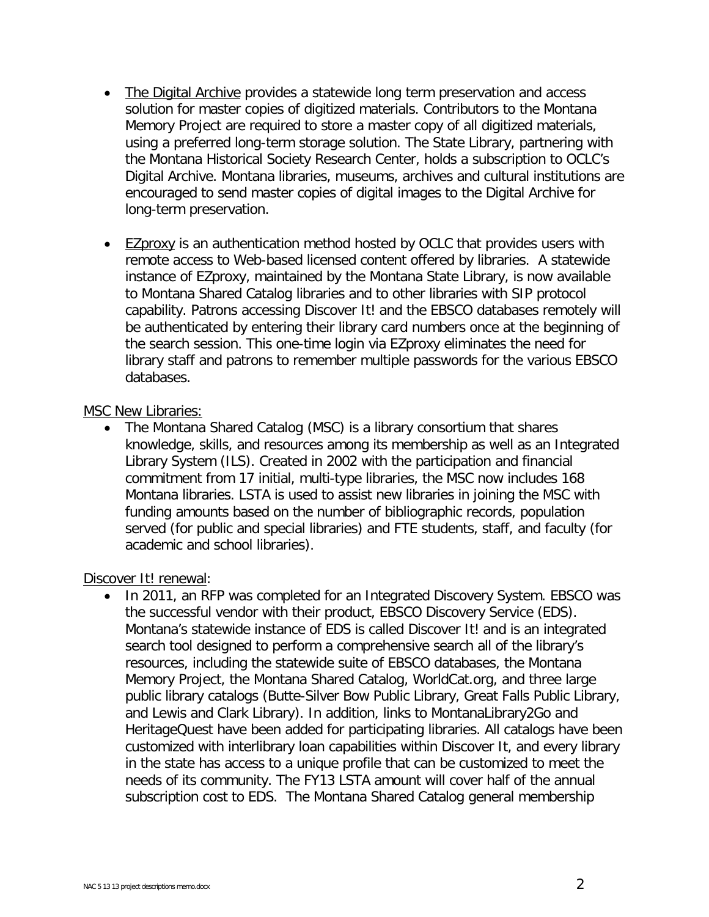- The Digital Archive provides a statewide long term preservation and access solution for master copies of digitized materials. Contributors to the Montana Memory Project are required to store a master copy of all digitized materials, using a preferred long-term storage solution. The State Library, partnering with the Montana Historical Society Research Center, holds a subscription to OCLC's Digital Archive. Montana libraries, museums, archives and cultural institutions are encouraged to send master copies of digital images to the Digital Archive for long-term preservation.

- EZproxy is an authentication method hosted by OCLC that provides users with remote access to Web-based licensed content offered by libraries. A statewide instance of EZproxy, maintained by the Montana State Library, is now available to Montana Shared Catalog libraries and to other libraries with SIP protocol capability. Patrons accessing Discover It! and the EBSCO databases remotely will be authenticated by entering their library card numbers once at the beginning of the search session. This one-time login via EZproxy eliminates the need for library staff and patrons to remember multiple passwords for the various EBSCO databases.

MSC New Libraries:

- The Montana Shared Catalog (MSC) is a library consortium that shares knowledge, skills, and resources among its membership as well as an Integrated Library System (ILS). Created in 2002 with the participation and financial commitment from 17 initial, multi-type libraries, the MSC now includes 168 Montana libraries. LSTA is used to assist new libraries in joining the MSC with funding amounts based on the number of bibliographic records, population served (for public and special libraries) and FTE students, staff, and faculty (for academic and school libraries).

Discover It! renewal:

- In 2011, an RFP was completed for an Integrated Discovery System. EBSCO was the successful vendor with their product, EBSCO Discovery Service (EDS). Montana's statewide instance of EDS is called Discover It! and is an integrated search tool designed to perform a comprehensive search all of the library's resources, including the statewide suite of EBSCO databases, the Montana Memory Project, the Montana Shared Catalog, WorldCat.org, and three large public library catalogs (Butte-Silver Bow Public Library, Great Falls Public Library, and Lewis and Clark Library). In addition, links to MontanaLibrary2Go and HeritageQuest have been added for participating libraries. All catalogs have been customized with interlibrary loan capabilities within Discover It, and every library in the state has access to a unique profile that can be customized to meet the needs of its community. The FY13 LSTA amount will cover half of the annual subscription cost to EDS. The Montana Shared Catalog general membership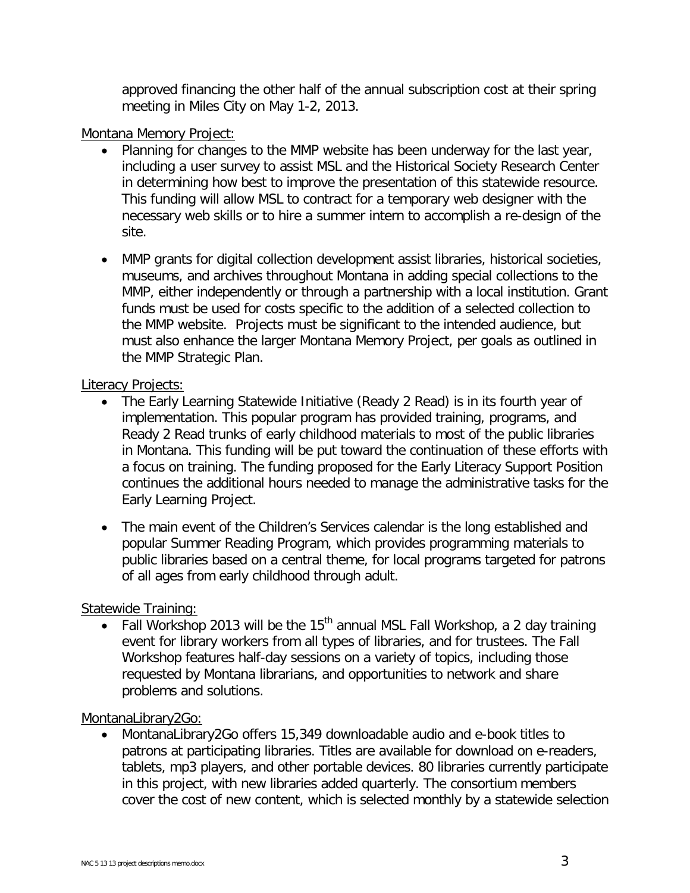approved financing the other half of the annual subscription cost at their spring meeting in Miles City on May 1-2, 2013.

Montana Memory Project:

- Planning for changes to the MMP website has been underway for the last year, including a user survey to assist MSL and the Historical Society Research Center in determining how best to improve the presentation of this statewide resource. This funding will allow MSL to contract for a temporary web designer with the necessary web skills or to hire a summer intern to accomplish a re-design of the site.

- MMP grants for digital collection development assist libraries, historical societies, museums, and archives throughout Montana in adding special collections to the MMP, either independently or through a partnership with a local institution. Grant funds must be used for costs specific to the addition of a selected collection to the MMP website. Projects must be significant to the intended audience, but must also enhance the larger Montana Memory Project, per goals as outlined in the MMP Strategic Plan.

Literacy Projects:

- The Early Learning Statewide Initiative (Ready 2 Read) is in its fourth year of implementation. This popular program has provided training, programs, and Ready 2 Read trunks of early childhood materials to most of the public libraries in Montana. This funding will be put toward the continuation of these efforts with a focus on training. The funding proposed for the Early Literacy Support Position continues the additional hours needed to manage the administrative tasks for the Early Learning Project.

- The main event of the Children's Services calendar is the long established and popular Summer Reading Program, which provides programming materials to public libraries based on a central theme, for local programs targeted for patrons of all ages from early childhood through adult.

Statewide Training:

- Fall Workshop 2013 will be the 15th annual MSL Fall Workshop, a 2 day training event for library workers from all types of libraries, and for trustees. The Fall Workshop features half-day sessions on a variety of topics, including those requested by Montana librarians, and opportunities to network and share problems and solutions.

MontanaLibrary2Go:

- MontanaLibrary2Go offers 15,349 downloadable audio and e-book titles to patrons at participating libraries. Titles are available for download on e-readers, tablets, mp3 players, and other portable devices. 80 libraries currently participate in this project, with new libraries added quarterly. The consortium members cover the cost of new content, which is selected monthly by a statewide selection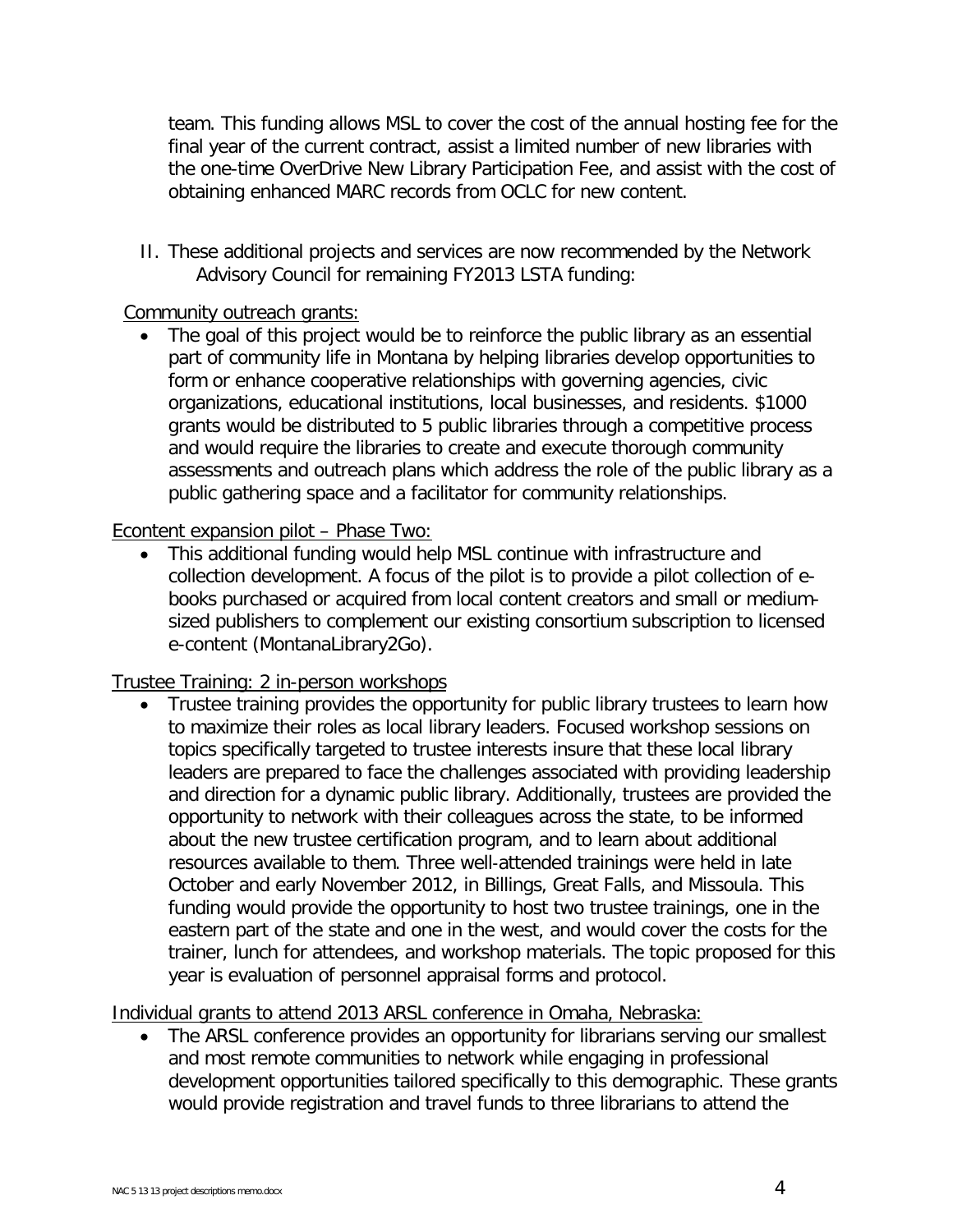team. This funding allows MSL to cover the cost of the annual hosting fee for the final year of the current contract, assist a limited number of new libraries with the one-time OverDrive New Library Participation Fee, and assist with the cost of obtaining enhanced MARC records from OCLC for new content.

II. These additional projects and services are now recommended by the Network Advisory Council for remaining FY2013 LSTA funding:

Community outreach grants:

- The goal of this project would be to reinforce the public library as an essential part of community life in Montana by helping libraries develop opportunities to form or enhance cooperative relationships with governing agencies, civic organizations, educational institutions, local businesses, and residents. $1000 grants would be distributed to 5 public libraries through a competitive process and would require the libraries to create and execute thorough community assessments and outreach plans which address the role of the public library as a public gathering space and a facilitator for community relationships.

Econtent expansion pilot – Phase Two:

- This additional funding would help MSL continue with infrastructure and collection development. A focus of the pilot is to provide a pilot collection of e-books purchased or acquired from local content creators and small or medium-sized publishers to complement our existing consortium subscription to licensed e-content (MontanaLibrary2Go).

Trustee Training: 2 in-person workshops

- Trustee training provides the opportunity for public library trustees to learn how to maximize their roles as local library leaders. Focused workshop sessions on topics specifically targeted to trustee interests insure that these local library leaders are prepared to face the challenges associated with providing leadership and direction for a dynamic public library. Additionally, trustees are provided the opportunity to network with their colleagues across the state, to be informed about the new trustee certification program, and to learn about additional resources available to them. Three well-attended trainings were held in late October and early November 2012, in Billings, Great Falls, and Missoula. This funding would provide the opportunity to host two trustee trainings, one in the eastern part of the state and one in the west, and would cover the costs for the trainer, lunch for attendees, and workshop materials. The topic proposed for this year is evaluation of personnel appraisal forms and protocol.

Individual grants to attend 2013 ARSL conference in Omaha, Nebraska:

- The ARSL conference provides an opportunity for librarians serving our smallest and most remote communities to network while engaging in professional development opportunities tailored specifically to this demographic. These grants would provide registration and travel funds to three librarians to attend the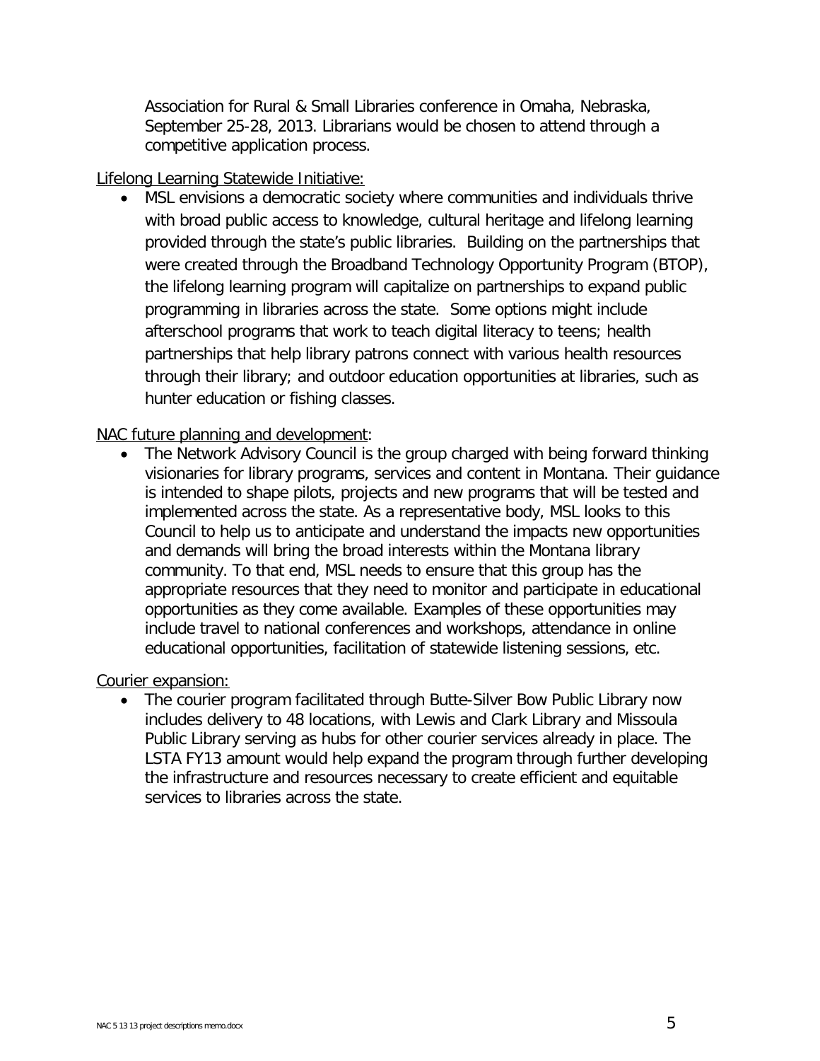Association for Rural & Small Libraries conference in Omaha, Nebraska, September 25-28, 2013. Librarians would be chosen to attend through a competitive application process.

Lifelong Learning Statewide Initiative:

- MSL envisions a democratic society where communities and individuals thrive with broad public access to knowledge, cultural heritage and lifelong learning provided through the state's public libraries. Building on the partnerships that were created through the Broadband Technology Opportunity Program (BTOP), the lifelong learning program will capitalize on partnerships to expand public programming in libraries across the state. Some options might include afterschool programs that work to teach digital literacy to teens; health partnerships that help library patrons connect with various health resources through their library; and outdoor education opportunities at libraries, such as hunter education or fishing classes.

NAC future planning and development:

- The Network Advisory Council is the group charged with being forward thinking visionaries for library programs, services and content in Montana. Their guidance is intended to shape pilots, projects and new programs that will be tested and implemented across the state. As a representative body, MSL looks to this Council to help us to anticipate and understand the impacts new opportunities and demands will bring the broad interests within the Montana library community. To that end, MSL needs to ensure that this group has the appropriate resources that they need to monitor and participate in educational opportunities as they come available. Examples of these opportunities may include travel to national conferences and workshops, attendance in online educational opportunities, facilitation of statewide listening sessions, etc.

Courier expansion:

- The courier program facilitated through Butte-Silver Bow Public Library now includes delivery to 48 locations, with Lewis and Clark Library and Missoula Public Library serving as hubs for other courier services already in place. The LSTA FY13 amount would help expand the program through further developing the infrastructure and resources necessary to create efficient and equitable services to libraries across the state.